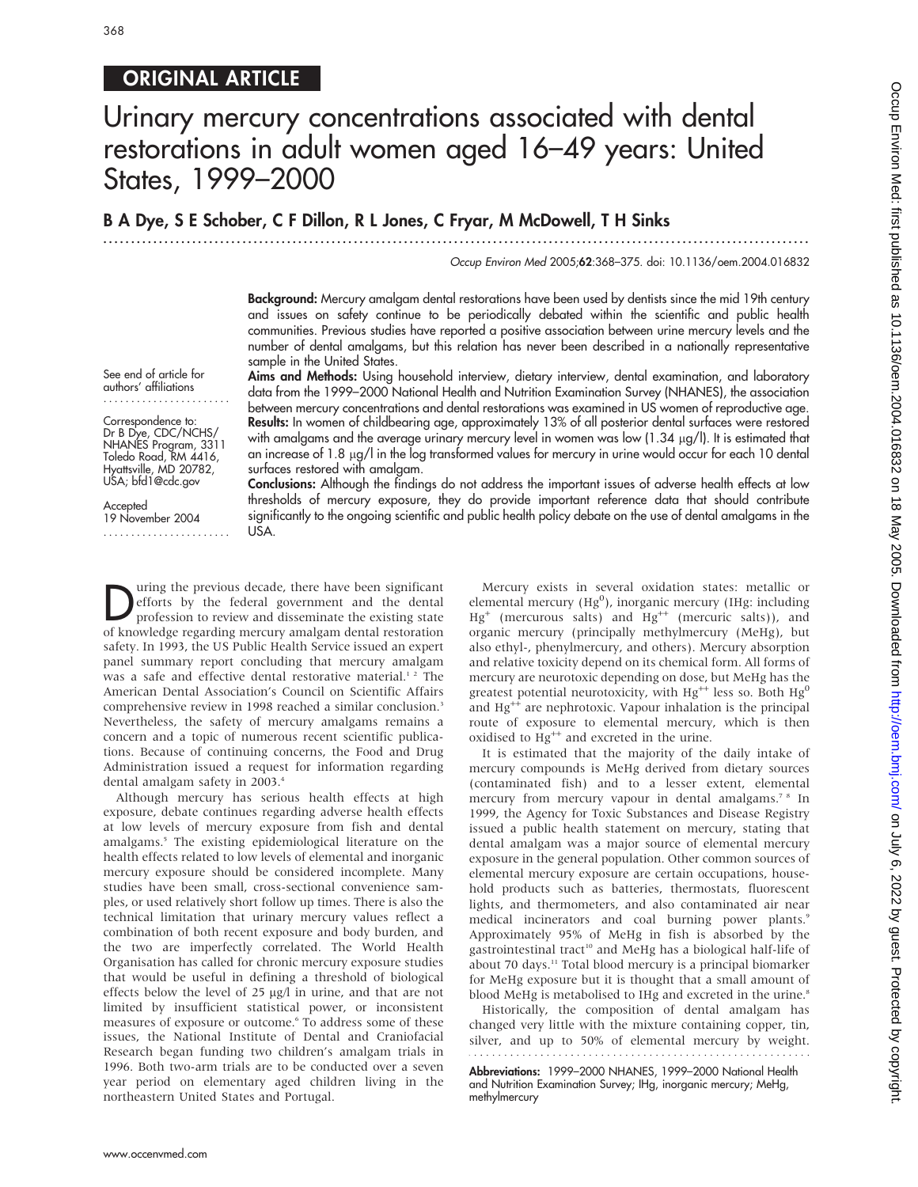## ORIGINAL ARTICLE

# Urinary mercury concentrations associated with dental restorations in adult women aged 16–49 years: United States, 1999–2000

**B A Dye, S E Schober, C F Dillon, R L Jones, C Fryar, M McDowell, T H Sinks**

*Occup Environ Med* 2005;**62**:368–375. doi: 10.1136/oem.2004.016832

See end of article for authors' affiliations

Correspondence to: Dr B Dye, CDC/NCHS/NHANES Program, 3311 Toledo Road, RM 4416, Hyattsville, MD 20782, USA; bfd1@cdc.gov

Accepted 19 November 2004

**Background:** Mercury amalgam dental restorations have been used by dentists since the mid 19th century and issues on safety continue to be periodically debated within the scientific and public health communities. Previous studies have reported a positive association between urine mercury levels and the number of dental amalgams, but this relation has never been described in a nationally representative sample in the United States.

**Aims and Methods:** Using household interview, dietary interview, dental examination, and laboratory data from the 1999–2000 National Health and Nutrition Examination Survey (NHANES), the association between mercury concentrations and dental restorations was examined in US women of reproductive age.

**Results:** In women of childbearing age, approximately 13% of all posterior dental surfaces were restored with amalgams and the average urinary mercury level in women was low (1.34 μg/l). It is estimated that an increase of 1.8 μg/l in the log transformed values for mercury in urine would occur for each 10 dental surfaces restored with amalgam.

**Conclusions:** Although the findings do not address the important issues of adverse health effects at low thresholds of mercury exposure, they do provide important reference data that should contribute significantly to the ongoing scientific and public health policy debate on the use of dental amalgams in the USA.

During the previous decade, there have been significant efforts by the federal government and the dental profession to review and disseminate the existing state of knowledge regarding mercury amalgam dental restoration safety. In 1993, the US Public Health Service issued an expert panel summary report concluding that mercury amalgam was a safe and effective dental restorative material.[1,2] The American Dental Association's Council on Scientific Affairs comprehensive review in 1998 reached a similar conclusion.[3] Nevertheless, the safety of mercury amalgams remains a concern and a topic of numerous recent scientific publications. Because of continuing concerns, the Food and Drug Administration issued a request for information regarding dental amalgam safety in 2003.[4]

Although mercury has serious health effects at high exposure, debate continues regarding adverse health effects at low levels of mercury exposure from fish and dental amalgams.[5] The existing epidemiological literature on the health effects related to low levels of elemental and inorganic mercury exposure should be considered incomplete. Many studies have been small, cross-sectional convenience samples, or used relatively short follow up times. There is also the technical limitation that urinary mercury values reflect a combination of both recent exposure and body burden, and the two are imperfectly correlated. The World Health Organisation has called for chronic mercury exposure studies that would be useful in defining a threshold of biological effects below the level of 25 μg/l in urine, and that are not limited by insufficient statistical power, or inconsistent measures of exposure or outcome.[6] To address some of these issues, the National Institute of Dental and Craniofacial Research began funding two children's amalgam trials in 1996. Both two-arm trials are to be conducted over a seven year period on elementary aged children living in the northeastern United States and Portugal.

Mercury exists in several oxidation states: metallic or elemental mercury ($Hg^0$), inorganic mercury (IHg: including $Hg^+$ (mercurous salts) and $Hg^{++}$ (mercuric salts)), and organic mercury (principally methylmercury (MeHg), but also ethyl-, phenylmercury, and others). Mercury absorption and relative toxicity depend on its chemical form. All forms of mercury are neurotoxic depending on dose, but MeHg has the greatest potential neurotoxicity, with $Hg^{++}$ less so. Both $Hg^0$ and $Hg^{++}$ are nephrotoxic. Vapour inhalation is the principal route of exposure to elemental mercury, which is then oxidised to $Hg^{++}$ and excreted in the urine.

It is estimated that the majority of the daily intake of mercury compounds is MeHg derived from dietary sources (contaminated fish) and to a lesser extent, elemental mercury from mercury vapour in dental amalgams.[7,8] In 1999, the Agency for Toxic Substances and Disease Registry issued a public health statement on mercury, stating that dental amalgam was a major source of elemental mercury exposure in the general population. Other common sources of elemental mercury exposure are certain occupations, household products such as batteries, thermostats, fluorescent lights, and thermometers, and also contaminated air near medical incinerators and coal burning power plants.[9] Approximately 95% of MeHg in fish is absorbed by the gastrointestinal tract[10] and MeHg has a biological half-life of about 70 days.[11] Total blood mercury is a principal biomarker for MeHg exposure but it is thought that a small amount of blood MeHg is metabolised to IHg and excreted in the urine.[8]

Historically, the composition of dental amalgam has changed very little with the mixture containing copper, tin, silver, and up to 50% of elemental mercury by weight.

**Abbreviations:** 1999–2000 NHANES, 1999–2000 National Health and Nutrition Examination Survey; IHg, inorganic mercury; MeHg, methylmercury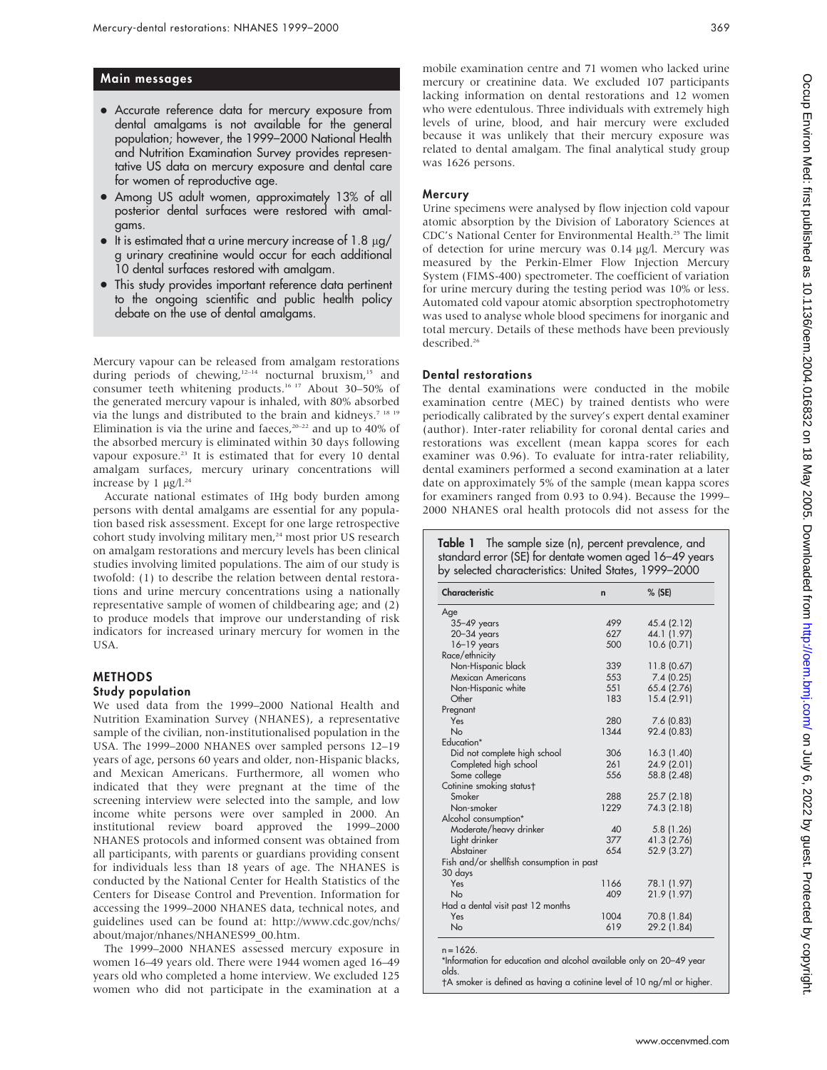## Main messages

- Accurate reference data for mercury exposure from dental amalgams is not available for the general population; however, the 1999–2000 National Health and Nutrition Examination Survey provides representative US data on mercury exposure and dental care for women of reproductive age.
- Among US adult women, approximately 13% of all posterior dental surfaces were restored with amalgams.
- It is estimated that a urine mercury increase of 1.8 μg/g urinary creatinine would occur for each additional 10 dental surfaces restored with amalgam.
- This study provides important reference data pertinent to the ongoing scientific and public health policy debate on the use of dental amalgams.

Mercury vapour can be released from amalgam restorations during periods of chewing,[12–14] nocturnal bruxism,[15] and consumer teeth whitening products.[16 17] About 30–50% of the generated mercury vapour is inhaled, with 80% absorbed via the lungs and distributed to the brain and kidneys.[7 18 19] Elimination is via the urine and faeces,[20–22] and up to 40% of the absorbed mercury is eliminated within 30 days following vapour exposure.[23] It is estimated that for every 10 dental amalgam surfaces, mercury urinary concentrations will increase by 1 μg/l.[24]

Accurate national estimates of IHg body burden among persons with dental amalgams are essential for any population based risk assessment. Except for one large retrospective cohort study involving military men,[24] most prior US research on amalgam restorations and mercury levels has been clinical studies involving limited populations. The aim of our study is twofold: (1) to describe the relation between dental restorations and urine mercury concentrations using a nationally representative sample of women of childbearing age; and (2) to produce models that improve our understanding of risk indicators for increased urinary mercury for women in the USA.

## METHODS

### Study population

We used data from the 1999–2000 National Health and Nutrition Examination Survey (NHANES), a representative sample of the civilian, non-institutionalised population in the USA. The 1999–2000 NHANES over sampled persons 12–19 years of age, persons 60 years and older, non-Hispanic blacks, and Mexican Americans. Furthermore, all women who indicated that they were pregnant at the time of the screening interview were selected into the sample, and low income white persons were over sampled in 2000. An institutional review board approved the 1999–2000 NHANES protocols and informed consent was obtained from all participants, with parents or guardians providing consent for individuals less than 18 years of age. The NHANES is conducted by the National Center for Health Statistics of the Centers for Disease Control and Prevention. Information for accessing the 1999–2000 NHANES data, technical notes, and guidelines used can be found at: http://www.cdc.gov/nchs/about/major/nhanes/NHANES99_00.htm.

The 1999–2000 NHANES assessed mercury exposure in women 16–49 years old. There were 1944 women aged 16–49 years old who completed a home interview. We excluded 125 women who did not participate in the examination at a mobile examination centre and 71 women who lacked urine mercury or creatinine data. We excluded 107 participants lacking information on dental restorations and 12 women who were edentulous. Three individuals with extremely high levels of urine, blood, and hair mercury were excluded because it was unlikely that their mercury exposure was related to dental amalgam. The final analytical study group was 1626 persons.

### Mercury

Urine specimens were analysed by flow injection cold vapour atomic absorption by the Division of Laboratory Sciences at CDC's National Center for Environmental Health.[25] The limit of detection for urine mercury was 0.14 μg/l. Mercury was measured by the Perkin-Elmer Flow Injection Mercury System (FIMS-400) spectrometer. The coefficient of variation for urine mercury during the testing period was 10% or less. Automated cold vapour atomic absorption spectrophotometry was used to analyse whole blood specimens for inorganic and total mercury. Details of these methods have been previously described.[26]

### Dental restorations

The dental examinations were conducted in the mobile examination centre (MEC) by trained dentists who were periodically calibrated by the survey's expert dental examiner (author). Inter-rater reliability for coronal dental caries and restorations was excellent (mean kappa scores for each examiner was 0.96). To evaluate for intra-rater reliability, dental examiners performed a second examination at a later date on approximately 5% of the sample (mean kappa scores for examiners ranged from 0.93 to 0.94). Because the 1999–2000 NHANES oral health protocols did not assess for the

**Table 1** The sample size (n), percent prevalence, and standard error (SE) for dentate women aged 16–49 years by selected characteristics: United States, 1999–2000

| Characteristic | n | % (SE) |
|---|---|---|
| Age | | |
| 35–49 years | 499 | 45.4 (2.12) |
| 20–34 years | 627 | 44.1 (1.97) |
| 16–19 years | 500 | 10.6 (0.71) |
| Race/ethnicity | | |
| Non-Hispanic black | 339 | 11.8 (0.67) |
| Mexican Americans | 553 | 7.4 (0.25) |
| Non-Hispanic white | 551 | 65.4 (2.76) |
| Other | 183 | 15.4 (2.91) |
| Pregnant | | |
| Yes | 280 | 7.6 (0.83) |
| No | 1344 | 92.4 (0.83) |
| Education* | | |
| Did not complete high school | 306 | 16.3 (1.40) |
| Completed high school | 261 | 24.9 (2.01) |
| Some college | 556 | 58.8 (2.48) |
| Cotinine smoking status† | | |
| Smoker | 288 | 25.7 (2.18) |
| Non-smoker | 1229 | 74.3 (2.18) |
| Alcohol consumption* | | |
| Moderate/heavy drinker | 40 | 5.8 (1.26) |
| Light drinker | 377 | 41.3 (2.76) |
| Abstainer | 654 | 52.9 (3.27) |
| Fish and/or shellfish consumption in past 30 days | | |
| Yes | 1166 | 78.1 (1.97) |
| No | 409 | 21.9 (1.97) |
| Had a dental visit past 12 months | | |
| Yes | 1004 | 70.8 (1.84) |
| No | 619 | 29.2 (1.84) |

n = 1626.
*Information for education and alcohol available only on 20–49 year olds.
†A smoker is defined as having a cotinine level of 10 ng/ml or higher.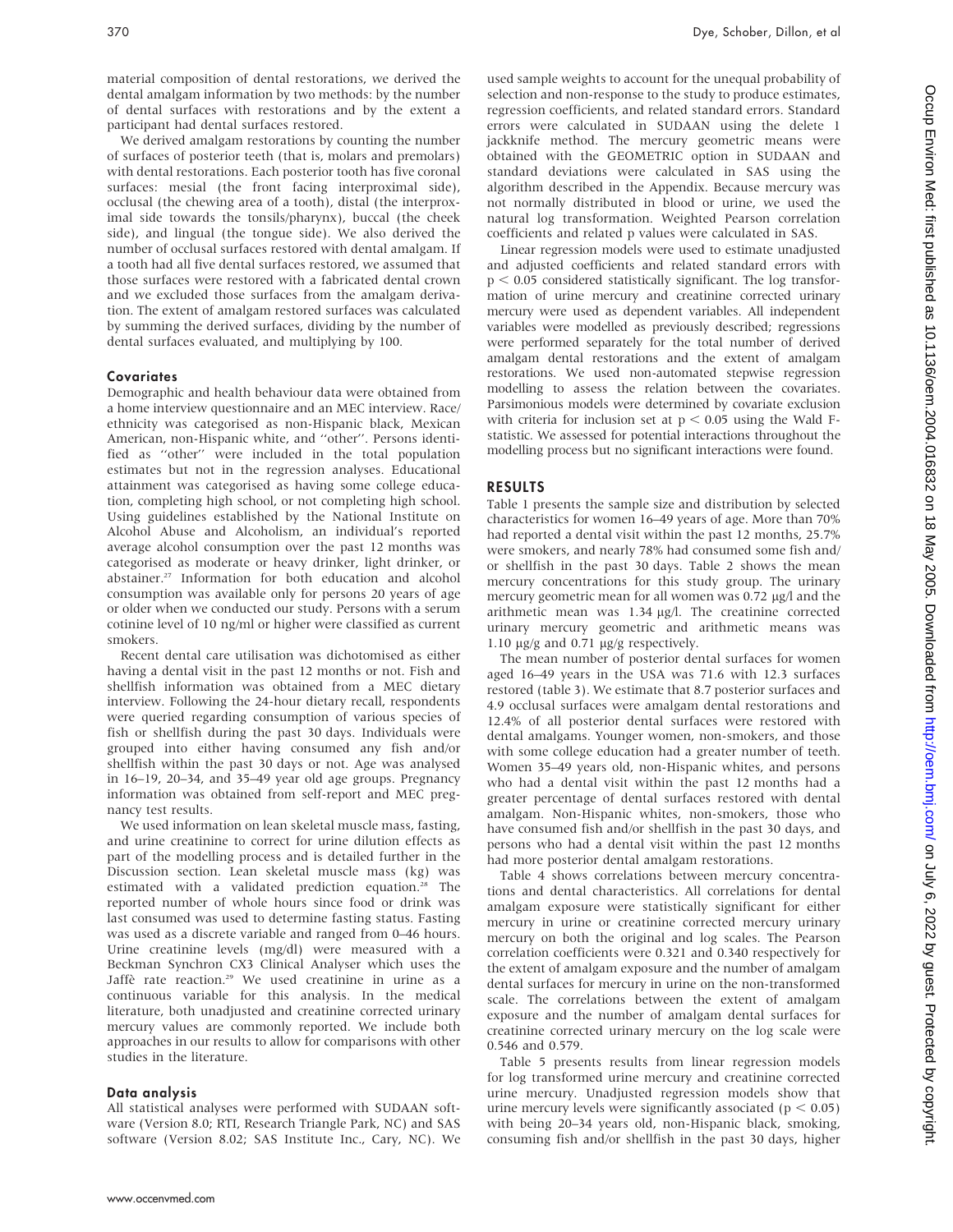material composition of dental restorations, we derived the dental amalgam information by two methods: by the number of dental surfaces with restorations and by the extent a participant had dental surfaces restored.

We derived amalgam restorations by counting the number of surfaces of posterior teeth (that is, molars and premolars) with dental restorations. Each posterior tooth has five coronal surfaces: mesial (the front facing interproximal side), occlusal (the chewing area of a tooth), distal (the interproximal side towards the tonsils/pharynx), buccal (the cheek side), and lingual (the tongue side). We also derived the number of occlusal surfaces restored with dental amalgam. If a tooth had all five dental surfaces restored, we assumed that those surfaces were restored with a fabricated dental crown and we excluded those surfaces from the amalgam derivation. The extent of amalgam restored surfaces was calculated by summing the derived surfaces, dividing by the number of dental surfaces evaluated, and multiplying by 100.

### Covariates

Demographic and health behaviour data were obtained from a home interview questionnaire and an MEC interview. Race/ethnicity was categorised as non-Hispanic black, Mexican American, non-Hispanic white, and "other". Persons identified as "other" were included in the total population estimates but not in the regression analyses. Educational attainment was categorised as having some college education, completing high school, or not completing high school. Using guidelines established by the National Institute on Alcohol Abuse and Alcoholism, an individual's reported average alcohol consumption over the past 12 months was categorised as moderate or heavy drinker, light drinker, or abstainer.[27] Information for both education and alcohol consumption was available only for persons 20 years of age or older when we conducted our study. Persons with a serum cotinine level of 10 ng/ml or higher were classified as current smokers.

Recent dental care utilisation was dichotomised as either having a dental visit in the past 12 months or not. Fish and shellfish information was obtained from a MEC dietary interview. Following the 24-hour dietary recall, respondents were queried regarding consumption of various species of fish or shellfish during the past 30 days. Individuals were grouped into either having consumed any fish and/or shellfish within the past 30 days or not. Age was analysed in 16–19, 20–34, and 35–49 year old age groups. Pregnancy information was obtained from self-report and MEC pregnancy test results.

We used information on lean skeletal muscle mass, fasting, and urine creatinine to correct for urine dilution effects as part of the modelling process and is detailed further in the Discussion section. Lean skeletal muscle mass (kg) was estimated with a validated prediction equation.[28] The reported number of whole hours since food or drink was last consumed was used to determine fasting status. Fasting was used as a discrete variable and ranged from 0–46 hours. Urine creatinine levels (mg/dl) were measured with a Beckman Synchron CX3 Clinical Analyser which uses the Jaffè rate reaction.[29] We used creatinine in urine as a continuous variable for this analysis. In the medical literature, both unadjusted and creatinine corrected urinary mercury values are commonly reported. We include both approaches in our results to allow for comparisons with other studies in the literature.

### Data analysis

All statistical analyses were performed with SUDAAN software (Version 8.0; RTI, Research Triangle Park, NC) and SAS software (Version 8.02; SAS Institute Inc., Cary, NC). We used sample weights to account for the unequal probability of selection and non-response to the study to produce estimates, regression coefficients, and related standard errors. Standard errors were calculated in SUDAAN using the delete 1 jackknife method. The mercury geometric means were obtained with the GEOMETRIC option in SUDAAN and standard deviations were calculated in SAS using the algorithm described in the Appendix. Because mercury was not normally distributed in blood or urine, we used the natural log transformation. Weighted Pearson correlation coefficients and related p values were calculated in SAS.

Linear regression models were used to estimate unadjusted and adjusted coefficients and related standard errors with $p < 0.05$ considered statistically significant. The log transformation of urine mercury and creatinine corrected urinary mercury were used as dependent variables. All independent variables were modelled as previously described; regressions were performed separately for the total number of derived amalgam dental restorations and the extent of amalgam restorations. We used non-automated stepwise regression modelling to assess the relation between the covariates. Parsimonious models were determined by covariate exclusion with criteria for inclusion set at $p < 0.05$ using the Wald F-statistic. We assessed for potential interactions throughout the modelling process but no significant interactions were found.

## RESULTS

Table 1 presents the sample size and distribution by selected characteristics for women 16–49 years of age. More than 70% had reported a dental visit within the past 12 months, 25.7% were smokers, and nearly 78% had consumed some fish and/or shellfish in the past 30 days. Table 2 shows the mean mercury concentrations for this study group. The urinary mercury geometric mean for all women was 0.72 µg/l and the arithmetic mean was 1.34 µg/l. The creatinine corrected urinary mercury geometric and arithmetic means was 1.10 µg/g and 0.71 µg/g respectively.

The mean number of posterior dental surfaces for women aged 16–49 years in the USA was 71.6 with 12.3 surfaces restored (table 3). We estimate that 8.7 posterior surfaces and 4.9 occlusal surfaces were amalgam dental restorations and 12.4% of all posterior dental surfaces were restored with dental amalgams. Younger women, non-smokers, and those with some college education had a greater number of teeth. Women 35–49 years old, non-Hispanic whites, and persons who had a dental visit within the past 12 months had a greater percentage of dental surfaces restored with dental amalgam. Non-Hispanic whites, non-smokers, those who have consumed fish and/or shellfish in the past 30 days, and persons who had a dental visit within the past 12 months had more posterior dental amalgam restorations.

Table 4 shows correlations between mercury concentrations and dental characteristics. All correlations for dental amalgam exposure were statistically significant for either mercury in urine or creatinine corrected mercury urinary mercury on both the original and log scales. The Pearson correlation coefficients were 0.321 and 0.340 respectively for the extent of amalgam exposure and the number of amalgam dental surfaces for mercury in urine on the non-transformed scale. The correlations between the extent of amalgam exposure and the number of amalgam dental surfaces for creatinine corrected urinary mercury on the log scale were 0.546 and 0.579.

Table 5 presents results from linear regression models for log transformed urine mercury and creatinine corrected urine mercury. Unadjusted regression models show that urine mercury levels were significantly associated ($p < 0.05$) with being 20–34 years old, non-Hispanic black, smoking, consuming fish and/or shellfish in the past 30 days, higher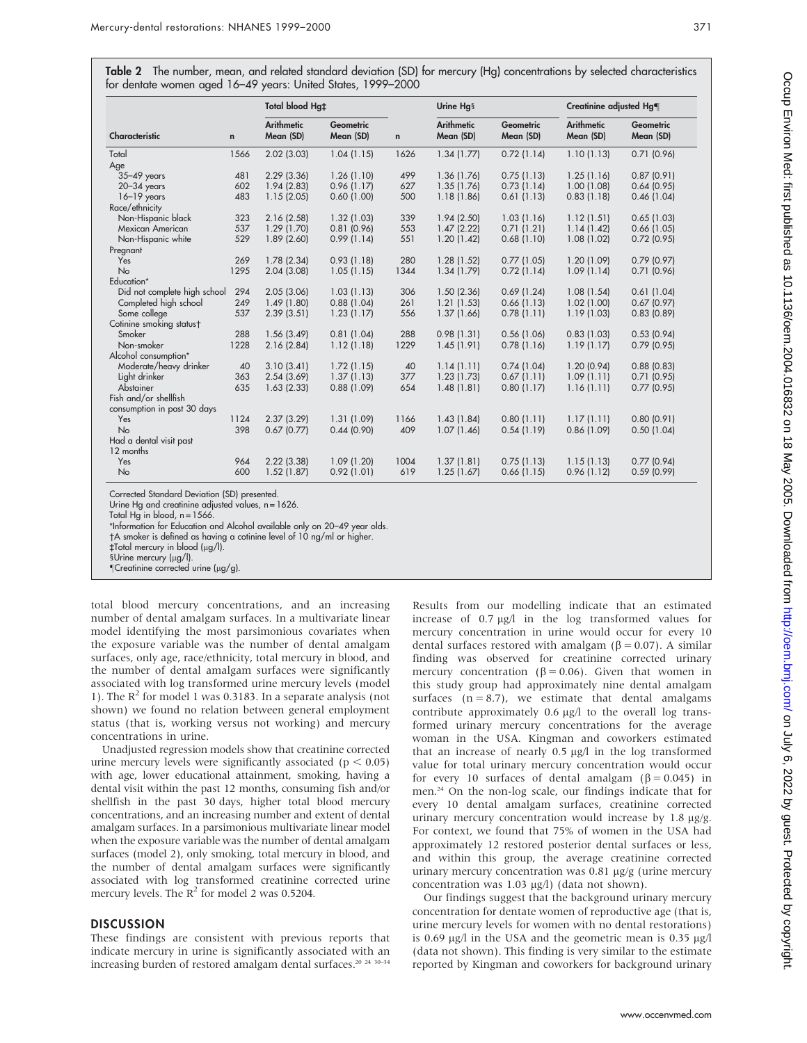**Table 2** The number, mean, and related standard deviation (SD) for mercury (Hg) concentrations by selected characteristics for dentate women aged 16–49 years: United States, 1999–2000

| Characteristic | n | Total blood Hg‡ Arithmetic Mean (SD) | Total blood Hg‡ Geometric Mean (SD) | n | Urine Hg§ Arithmetic Mean (SD) | Urine Hg§ Geometric Mean (SD) | Creatinine adjusted Hg¶ Arithmetic Mean (SD) | Creatinine adjusted Hg¶ Geometric Mean (SD) |
|---|---|---|---|---|---|---|---|---|
| Total | 1566 | 2.02 (3.03) | 1.04 (1.15) | 1626 | 1.34 (1.77) | 0.72 (1.14) | 1.10 (1.13) | 0.71 (0.96) |
| Age | | | | | | | | |
| 35–49 years | 481 | 2.29 (3.36) | 1.26 (1.10) | 499 | 1.36 (1.76) | 0.75 (1.13) | 1.25 (1.16) | 0.87 (0.91) |
| 20–34 years | 602 | 1.94 (2.83) | 0.96 (1.17) | 627 | 1.35 (1.76) | 0.73 (1.14) | 1.00 (1.08) | 0.64 (0.95) |
| 16–19 years | 483 | 1.15 (2.05) | 0.60 (1.00) | 500 | 1.18 (1.86) | 0.61 (1.13) | 0.83 (1.18) | 0.46 (1.04) |
| Race/ethnicity | | | | | | | | |
| Non-Hispanic black | 323 | 2.16 (2.58) | 1.32 (1.03) | 339 | 1.94 (2.50) | 1.03 (1.16) | 1.12 (1.51) | 0.65 (1.03) |
| Mexican American | 537 | 1.29 (1.70) | 0.81 (0.96) | 553 | 1.47 (2.22) | 0.71 (1.21) | 1.14 (1.42) | 0.66 (1.05) |
| Non-Hispanic white | 529 | 1.89 (2.60) | 0.99 (1.14) | 551 | 1.20 (1.42) | 0.68 (1.10) | 1.08 (1.02) | 0.72 (0.95) |
| Pregnant | | | | | | | | |
| Yes | 269 | 1.78 (2.34) | 0.93 (1.18) | 280 | 1.28 (1.52) | 0.77 (1.05) | 1.20 (1.09) | 0.79 (0.97) |
| No | 1295 | 2.04 (3.08) | 1.05 (1.15) | 1344 | 1.34 (1.79) | 0.72 (1.14) | 1.09 (1.14) | 0.71 (0.96) |
| Education* | | | | | | | | |
| Did not complete high school | 294 | 2.05 (3.06) | 1.03 (1.13) | 306 | 1.50 (2.36) | 0.69 (1.24) | 1.08 (1.54) | 0.61 (1.04) |
| Completed high school | 249 | 1.49 (1.80) | 0.88 (1.04) | 261 | 1.21 (1.53) | 0.66 (1.13) | 1.02 (1.00) | 0.67 (0.97) |
| Some college | 537 | 2.39 (3.51) | 1.23 (1.17) | 556 | 1.37 (1.66) | 0.78 (1.11) | 1.19 (1.03) | 0.83 (0.89) |
| Cotinine smoking status† | | | | | | | | |
| Smoker | 288 | 1.56 (3.49) | 0.81 (1.04) | 288 | 0.98 (1.31) | 0.56 (1.06) | 0.83 (1.03) | 0.53 (0.94) |
| Non-smoker | 1228 | 2.16 (2.84) | 1.12 (1.18) | 1229 | 1.45 (1.91) | 0.78 (1.16) | 1.19 (1.17) | 0.79 (0.95) |
| Alcohol consumption* | | | | | | | | |
| Moderate/heavy drinker | 40 | 3.10 (3.41) | 1.72 (1.15) | 40 | 1.14 (1.11) | 0.74 (1.04) | 1.20 (0.94) | 0.88 (0.83) |
| Light drinker | 363 | 2.54 (3.69) | 1.37 (1.13) | 377 | 1.23 (1.73) | 0.67 (1.11) | 1.09 (1.11) | 0.71 (0.95) |
| Abstainer | 635 | 1.63 (2.33) | 0.88 (1.09) | 654 | 1.48 (1.81) | 0.80 (1.17) | 1.16 (1.11) | 0.77 (0.95) |
| Fish and/or shellfish consumption in past 30 days | | | | | | | | |
| Yes | 1124 | 2.37 (3.29) | 1.31 (1.09) | 1166 | 1.43 (1.84) | 0.80 (1.11) | 1.17 (1.11) | 0.80 (0.91) |
| No | 398 | 0.67 (0.77) | 0.44 (0.90) | 409 | 1.07 (1.46) | 0.54 (1.19) | 0.86 (1.09) | 0.50 (1.04) |
| Had a dental visit past 12 months | | | | | | | | |
| Yes | 964 | 2.22 (3.38) | 1.09 (1.20) | 1004 | 1.37 (1.81) | 0.75 (1.13) | 1.15 (1.13) | 0.77 (0.94) |
| No | 600 | 1.52 (1.87) | 0.92 (1.01) | 619 | 1.25 (1.67) | 0.66 (1.15) | 0.96 (1.12) | 0.59 (0.99) |

Corrected Standard Deviation (SD) presented.
Urine Hg and creatinine adjusted values, n = 1626.
Total Hg in blood, n = 1566.
*Information for Education and Alcohol available only on 20–49 year olds.
†A smoker is defined as having a cotinine level of 10 ng/ml or higher.
‡Total mercury in blood (μg/l).
§Urine mercury (μg/l).
¶Creatinine corrected urine (μg/g).

total blood mercury concentrations, and an increasing number of dental amalgam surfaces. In a multivariate linear model identifying the most parsimonious covariates when the exposure variable was the number of dental amalgam surfaces, only age, race/ethnicity, total mercury in blood, and the number of dental amalgam surfaces were significantly associated with log transformed urine mercury levels (model 1). The $R^2$ for model 1 was 0.3183. In a separate analysis (not shown) we found no relation between general employment status (that is, working versus not working) and mercury concentrations in urine.

Unadjusted regression models show that creatinine corrected urine mercury levels were significantly associated ($p < 0.05$) with age, lower educational attainment, smoking, having a dental visit within the past 12 months, consuming fish and/or shellfish in the past 30 days, higher total blood mercury concentrations, and an increasing number and extent of dental amalgam surfaces. In a parsimonious multivariate linear model when the exposure variable was the number of dental amalgam surfaces (model 2), only smoking, total mercury in blood, and the number of dental amalgam surfaces were significantly associated with log transformed creatinine corrected urine mercury levels. The $R^2$ for model 2 was 0.5204.

## DISCUSSION

These findings are consistent with previous reports that indicate mercury in urine is significantly associated with an increasing burden of restored amalgam dental surfaces.[20 24 30–34] Results from our modelling indicate that an estimated increase of 0.7 μg/l in the log transformed values for mercury concentration in urine would occur for every 10 dental surfaces restored with amalgam ($\beta = 0.07$). A similar finding was observed for creatinine corrected urinary mercury concentration ($\beta = 0.06$). Given that women in this study group had approximately nine dental amalgam surfaces ($n = 8.7$), we estimate that dental amalgams contribute approximately 0.6 μg/l to the overall log transformed urinary mercury concentrations for the average woman in the USA. Kingman and coworkers estimated that an increase of nearly 0.5 μg/l in the log transformed value for total urinary mercury concentration would occur for every 10 surfaces of dental amalgam ($\beta = 0.045$) in men.[24] On the non-log scale, our findings indicate that for every 10 dental amalgam surfaces, creatinine corrected urinary mercury concentration would increase by 1.8 μg/g. For context, we found that 75% of women in the USA had approximately 12 restored posterior dental surfaces or less, and within this group, the average creatinine corrected urinary mercury concentration was 0.81 μg/g (urine mercury concentration was 1.03 μg/l) (data not shown).

Our findings suggest that the background urinary mercury concentration for dentate women of reproductive age (that is, urine mercury levels for women with no dental restorations) is 0.69 μg/l in the USA and the geometric mean is 0.35 μg/l (data not shown). This finding is very similar to the estimate reported by Kingman and coworkers for background urinary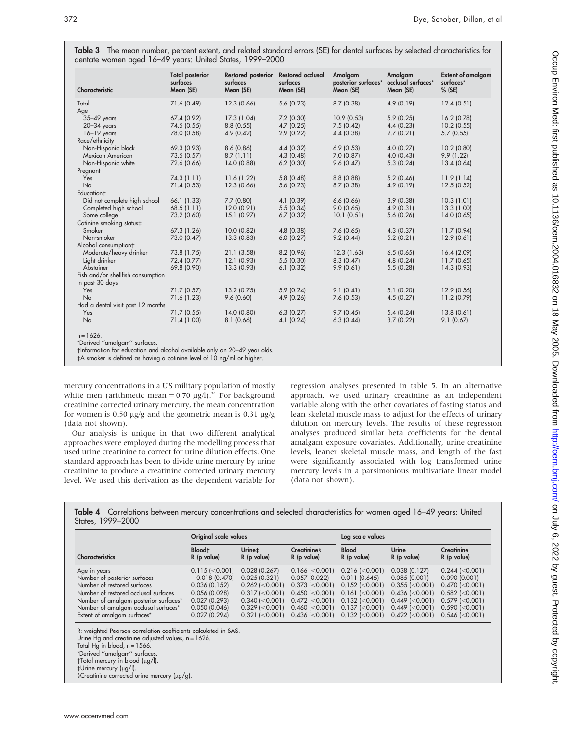**Table 3** The mean number, percent extent, and related standard errors (SE) for dental surfaces by selected characteristics for dentate women aged 16–49 years: United States, 1999–2000

| Characteristic | Total posterior surfaces Mean (SE) | Restored posterior surfaces Mean (SE) | Restored occlusal surfaces Mean (SE) | Amalgam posterior surfaces* Mean (SE) | Amalgam occlusal surfaces* Mean (SE) | Extent of amalgam surfaces* % (SE) |
|---|---|---|---|---|---|---|
| Total | 71.6 (0.49) | 12.3 (0.66) | 5.6 (0.23) | 8.7 (0.38) | 4.9 (0.19) | 12.4 (0.51) |
| Age | | | | | | |
| 35–49 years | 67.4 (0.92) | 17.3 (1.04) | 7.2 (0.30) | 10.9 (0.53) | 5.9 (0.25) | 16.2 (0.78) |
| 20–34 years | 74.5 (0.55) | 8.8 (0.55) | 4.7 (0.25) | 7.5 (0.42) | 4.4 (0.23) | 10.2 (0.55) |
| 16–19 years | 78.0 (0.58) | 4.9 (0.42) | 2.9 (0.22) | 4.4 (0.38) | 2.7 (0.21) | 5.7 (0.55) |
| Race/ethnicity | | | | | | |
| Non-Hispanic black | 69.3 (0.93) | 8.6 (0.86) | 4.4 (0.32) | 6.9 (0.53) | 4.0 (0.27) | 10.2 (0.80) |
| Mexican American | 73.5 (0.57) | 8.7 (1.11) | 4.3 (0.48) | 7.0 (0.87) | 4.0 (0.43) | 9.9 (1.22) |
| Non-Hispanic white | 72.6 (0.66) | 14.0 (0.88) | 6.2 (0.30) | 9.6 (0.47) | 5.3 (0.24) | 13.4 (0.64) |
| Pregnant | | | | | | |
| Yes | 74.3 (1.11) | 11.6 (1.22) | 5.8 (0.48) | 8.8 (0.88) | 5.2 (0.46) | 11.9 (1.14) |
| No | 71.4 (0.53) | 12.3 (0.66) | 5.6 (0.23) | 8.7 (0.38) | 4.9 (0.19) | 12.5 (0.52) |
| Education† | | | | | | |
| Did not complete high school | 66.1 (1.33) | 7.7 (0.80) | 4.1 (0.39) | 6.6 (0.66) | 3.9 (0.38) | 10.3 (1.01) |
| Completed high school | 68.5 (1.11) | 12.0 (0.91) | 5.5 (0.34) | 9.0 (0.65) | 4.9 (0.31) | 13.3 (1.00) |
| Some college | 73.2 (0.60) | 15.1 (0.97) | 6.7 (0.32) | 10.1 (0.51) | 5.6 (0.26) | 14.0 (0.65) |
| Cotinine smoking status‡ | | | | | | |
| Smoker | 67.3 (1.26) | 10.0 (0.82) | 4.8 (0.38) | 7.6 (0.65) | 4.3 (0.37) | 11.7 (0.94) |
| Non-smoker | 73.0 (0.47) | 13.3 (0.83) | 6.0 (0.27) | 9.2 (0.44) | 5.2 (0.21) | 12.9 (0.61) |
| Alcohol consumption† | | | | | | |
| Moderate/heavy drinker | 73.8 (1.75) | 21.1 (3.58) | 8.2 (0.96) | 12.3 (1.63) | 6.5 (0.65) | 16.4 (2.09) |
| Light drinker | 72.4 (0.77) | 12.1 (0.93) | 5.5 (0.30) | 8.3 (0.47) | 4.8 (0.24) | 11.7 (0.65) |
| Abstainer | 69.8 (0.90) | 13.3 (0.93) | 6.1 (0.32) | 9.9 (0.61) | 5.5 (0.28) | 14.3 (0.93) |
| Fish and/or shellfish consumption in past 30 days | | | | | | |
| Yes | 71.7 (0.57) | 13.2 (0.75) | 5.9 (0.24) | 9.1 (0.41) | 5.1 (0.20) | 12.9 (0.56) |
| No | 71.6 (1.23) | 9.6 (0.60) | 4.9 (0.26) | 7.6 (0.53) | 4.5 (0.27) | 11.2 (0.79) |
| Had a dental visit past 12 months | | | | | | |
| Yes | 71.7 (0.55) | 14.0 (0.80) | 6.3 (0.27) | 9.7 (0.45) | 5.4 (0.24) | 13.8 (0.61) |
| No | 71.4 (1.00) | 8.1 (0.66) | 4.1 (0.24) | 6.3 (0.44) | 3.7 (0.22) | 9.1 (0.67) |

n = 1626.
*Derived "amalgam" surfaces.
†Information for education and alcohol available only on 20–49 year olds.
‡A smoker is defined as having a cotinine level of 10 ng/ml or higher.

mercury concentrations in a US military population of mostly white men (arithmetic mean = 0.70 µg/l).[24] For background creatinine corrected urinary mercury, the mean concentration for women is 0.50 µg/g and the geometric mean is 0.31 µg/g (data not shown).

Our analysis is unique in that two different analytical approaches were employed during the modelling process that used urine creatinine to correct for urine dilution effects. One standard approach has been to divide urine mercury by urine creatinine to produce a creatinine corrected urinary mercury level. We used this derivation as the dependent variable for regression analyses presented in table 5. In an alternative approach, we used urinary creatinine as an independent variable along with the other covariates of fasting status and lean skeletal muscle mass to adjust for the effects of urinary dilution on mercury levels. The results of these regression analyses produced similar beta coefficients for the dental amalgam exposure covariates. Additionally, urine creatinine levels, leaner skeletal muscle mass, and length of the fast were significantly associated with log transformed urine mercury levels in a parsimonious multivariate linear model (data not shown).

**Table 4** Correlations between mercury concentrations and selected characteristics for women aged 16–49 years: United States, 1999–2000

| Characteristics | Original scale values | | | Log scale values | | |
|---|---|---|---|---|---|---|
| | Blood† R (p value) | Urine‡ R (p value) | Creatinine§ R (p value) | Blood R (p value) | Urine R (p value) | Creatinine R (p value) |
| Age in years | 0.115 (<0.001) | 0.028 (0.267) | 0.166 (<0.001) | 0.216 (<0.001) | 0.038 (0.127) | 0.244 (<0.001) |
| Number of posterior surfaces | −0.018 (0.470) | 0.025 (0.321) | 0.057 (0.022) | 0.011 (0.645) | 0.085 (0.001) | 0.090 (0.001) |
| Number of restored surfaces | 0.036 (0.152) | 0.262 (<0.001) | 0.373 (<0.001) | 0.152 (<0.001) | 0.355 (<0.001) | 0.470 (<0.001) |
| Number of restored occlusal surfaces | 0.056 (0.028) | 0.317 (<0.001) | 0.450 (<0.001) | 0.161 (<0.001) | 0.436 (<0.001) | 0.582 (<0.001) |
| Number of amalgam posterior surfaces* | 0.027 (0.293) | 0.340 (<0.001) | 0.472 (<0.001) | 0.132 (<0.001) | 0.449 (<0.001) | 0.579 (<0.001) |
| Number of amalgam occlusal surfaces* | 0.050 (0.046) | 0.329 (<0.001) | 0.460 (<0.001) | 0.137 (<0.001) | 0.449 (<0.001) | 0.590 (<0.001) |
| Extent of amalgam surfaces* | 0.027 (0.294) | 0.321 (<0.001) | 0.436 (<0.001) | 0.132 (<0.001) | 0.422 (<0.001) | 0.546 (<0.001) |

R: weighted Pearson correlation coefficients calculated in SAS.
Urine Hg and creatinine adjusted values, n = 1626.
Total Hg in blood, n = 1566.
*Derived "amalgam" surfaces.
†Total mercury in blood (µg/l).
‡Urine mercury (µg/l).
§Creatinine corrected urine mercury (µg/g).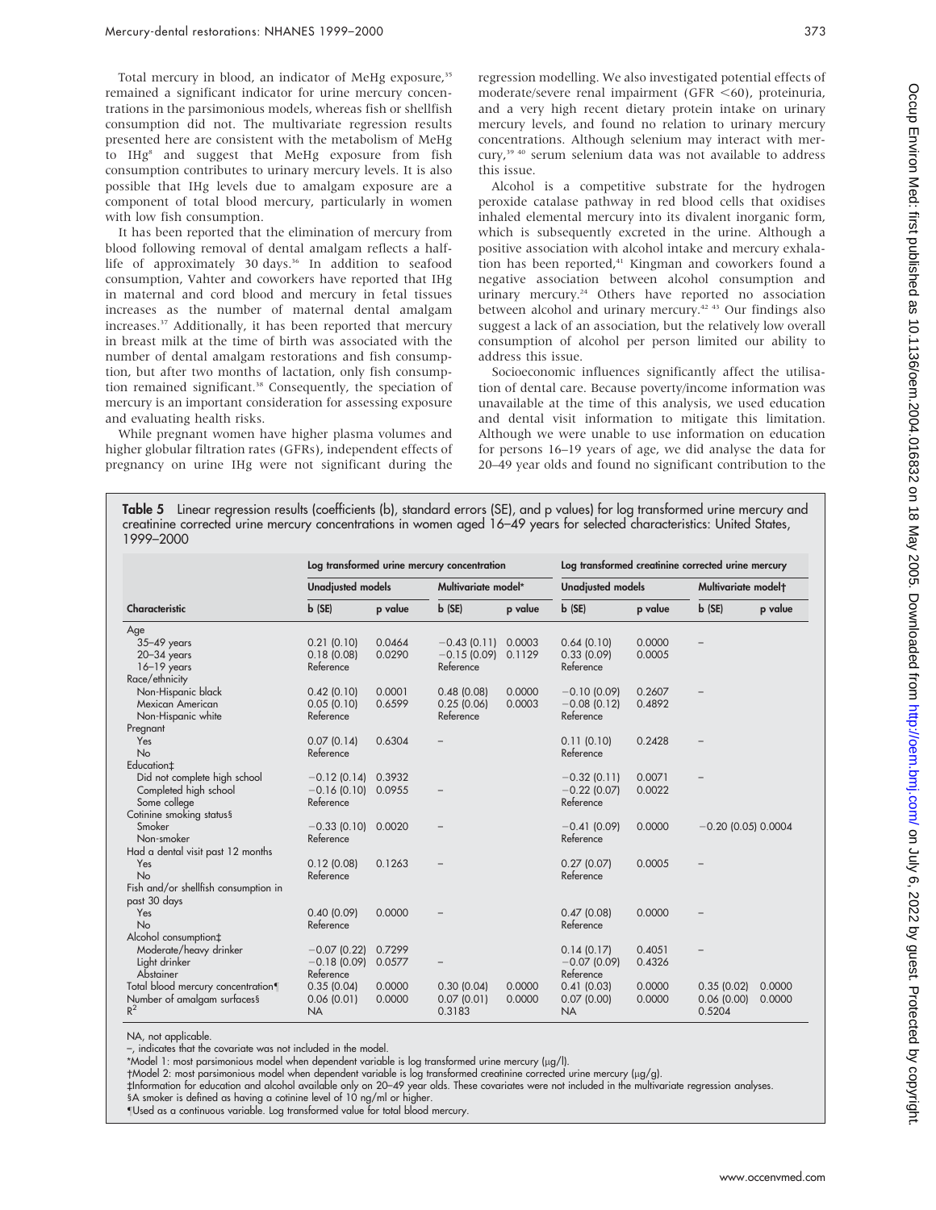Total mercury in blood, an indicator of MeHg exposure,[35] remained a significant indicator for urine mercury concentrations in the parsimonious models, whereas fish or shellfish consumption did not. The multivariate regression results presented here are consistent with the metabolism of MeHg to IHg[8] and suggest that MeHg exposure from fish consumption contributes to urinary mercury levels. It is also possible that IHg levels due to amalgam exposure are a component of total blood mercury, particularly in women with low fish consumption.

It has been reported that the elimination of mercury from blood following removal of dental amalgam reflects a half-life of approximately 30 days.[36] In addition to seafood consumption, Vahter and coworkers have reported that IHg in maternal and cord blood and mercury in fetal tissues increases as the number of maternal dental amalgam increases.[37] Additionally, it has been reported that mercury in breast milk at the time of birth was associated with the number of dental amalgam restorations and fish consumption, but after two months of lactation, only fish consumption remained significant.[38] Consequently, the speciation of mercury is an important consideration for assessing exposure and evaluating health risks.

While pregnant women have higher plasma volumes and higher globular filtration rates (GFRs), independent effects of pregnancy on urine IHg were not significant during the regression modelling. We also investigated potential effects of moderate/severe renal impairment (GFR <60), proteinuria, and a very high recent dietary protein intake on urinary mercury levels, and found no relation to urinary mercury concentrations. Although selenium may interact with mercury,[39,40] serum selenium data was not available to address this issue.

Alcohol is a competitive substrate for the hydrogen peroxide catalase pathway in red blood cells that oxidises inhaled elemental mercury into its divalent inorganic form, which is subsequently excreted in the urine. Although a positive association with alcohol intake and mercury exhalation has been reported,[41] Kingman and coworkers found a negative association between alcohol consumption and urinary mercury.[24] Others have reported no association between alcohol and urinary mercury.[42,43] Our findings also suggest a lack of an association, but the relatively low overall consumption of alcohol per person limited our ability to address this issue.

Socioeconomic influences significantly affect the utilisation of dental care. Because poverty/income information was unavailable at the time of this analysis, we used education and dental visit information to mitigate this limitation. Although we were unable to use information on education for persons 16–19 years of age, we did analyse the data for 20–49 year olds and found no significant contribution to the

**Table 5** Linear regression results (coefficients (b), standard errors (SE), and p values) for log transformed urine mercury and creatinine corrected urine mercury concentrations in women aged 16–49 years for selected characteristics: United States, 1999–2000

| | Log transformed urine mercury concentration | | | | Log transformed creatinine corrected urine mercury | | | |
|---|---|---|---|---|---|---|---|---|
| | Unadjusted models | | Multivariate model* | | Unadjusted models | | Multivariate model† | |
| Characteristic | b (SE) | p value | b (SE) | p value | b (SE) | p value | b (SE) | p value |
| Age | | | | | | | | |
| 35–49 years | 0.21 (0.10) | 0.0464 | −0.43 (0.11) | 0.0003 | 0.64 (0.10) | 0.0000 | – | |
| 20–34 years | 0.18 (0.08) | 0.0290 | −0.15 (0.09) | 0.1129 | 0.33 (0.09) | 0.0005 | | |
| 16–19 years | Reference | | Reference | | Reference | | | |
| Race/ethnicity | | | | | | | | |
| Non-Hispanic black | 0.42 (0.10) | 0.0001 | 0.48 (0.08) | 0.0000 | −0.10 (0.09) | 0.2607 | – | |
| Mexican American | 0.05 (0.10) | 0.6599 | 0.25 (0.06) | 0.0003 | −0.08 (0.12) | 0.4892 | | |
| Non-Hispanic white | Reference | | Reference | | Reference | | | |
| Pregnant | | | | | | | | |
| Yes | 0.07 (0.14) | 0.6304 | – | | 0.11 (0.10) | 0.2428 | – | |
| No | Reference | | | | Reference | | | |
| Education‡ | | | | | | | | |
| Did not complete high school | −0.12 (0.14) | 0.3932 | | | −0.32 (0.11) | 0.0071 | – | |
| Completed high school | −0.16 (0.10) | 0.0955 | – | | −0.22 (0.07) | 0.0022 | | |
| Some college | Reference | | | | Reference | | | |
| Cotinine smoking status§ | | | | | | | | |
| Smoker | −0.33 (0.10) | 0.0020 | – | | −0.41 (0.09) | 0.0000 | −0.20 (0.05) | 0.0004 |
| Non-smoker | Reference | | | | Reference | | | |
| Had a dental visit past 12 months | | | | | | | | |
| Yes | 0.12 (0.08) | 0.1263 | – | | 0.27 (0.07) | 0.0005 | – | |
| No | Reference | | | | Reference | | | |
| Fish and/or shellfish consumption in past 30 days | | | | | | | | |
| Yes | 0.40 (0.09) | 0.0000 | – | | 0.47 (0.08) | 0.0000 | – | |
| No | Reference | | | | Reference | | | |
| Alcohol consumption‡ | | | | | | | | |
| Moderate/heavy drinker | −0.07 (0.22) | 0.7299 | | | 0.14 (0.17) | 0.4051 | – | |
| Light drinker | −0.18 (0.09) | 0.0577 | – | | −0.07 (0.09) | 0.4326 | | |
| Abstainer | Reference | | | | Reference | | | |
| Total blood mercury concentration¶ | 0.35 (0.04) | 0.0000 | 0.30 (0.04) | 0.0000 | 0.41 (0.03) | 0.0000 | 0.35 (0.02) | 0.0000 |
| Number of amalgam surfaces§ | 0.06 (0.01) | 0.0000 | 0.07 (0.01) | 0.0000 | 0.07 (0.00) | 0.0000 | 0.06 (0.00) | 0.0000 |
| $R^2$ | NA | | 0.3183 | | NA | | 0.5204 | |

NA, not applicable.
–, indicates that the covariate was not included in the model.
*Model 1: most parsimonious model when dependent variable is log transformed urine mercury (μg/l).
†Model 2: most parsimonious model when dependent variable is log transformed creatinine corrected urine mercury (μg/g).
‡Information for education and alcohol available only on 20–49 year olds. These covariates were not included in the multivariate regression analyses.
§A smoker is defined as having a cotinine level of 10 ng/ml or higher.
¶Used as a continuous variable. Log transformed value for total blood mercury.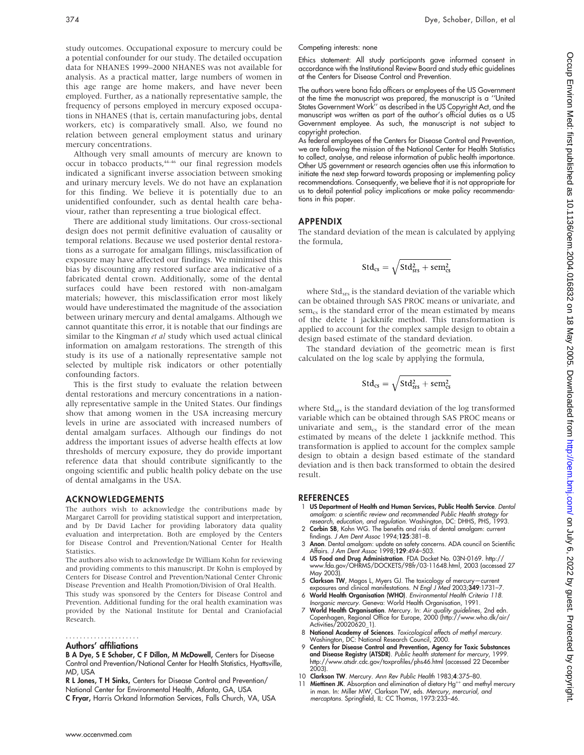study outcomes. Occupational exposure to mercury could be a potential confounder for our study. The detailed occupation data for NHANES 1999–2000 NHANES was not available for analysis. As a practical matter, large numbers of women in this age range are home makers, and have never been employed. Further, as a nationally representative sample, the frequency of persons employed in mercury exposed occupations in NHANES (that is, certain manufacturing jobs, dental workers, etc) is comparatively small. Also, we found no relation between general employment status and urinary mercury concentrations.

Although very small amounts of mercury are known to occur in tobacco products,[44–46] our final regression models indicated a significant inverse association between smoking and urinary mercury levels. We do not have an explanation for this finding. We believe it is potentially due to an unidentified confounder, such as dental health care behaviour, rather than representing a true biological effect.

There are additional study limitations. Our cross-sectional design does not permit definitive evaluation of causality or temporal relations. Because we used posterior dental restorations as a surrogate for amalgam fillings, misclassification of exposure may have affected our findings. We minimised this bias by discounting any restored surface area indicative of a fabricated dental crown. Additionally, some of the dental surfaces could have been restored with non-amalgam materials; however, this misclassification error most likely would have underestimated the magnitude of the association between urinary mercury and dental amalgams. Although we cannot quantitate this error, it is notable that our findings are similar to the Kingman *et al* study which used actual clinical information on amalgam restorations. The strength of this study is its use of a nationally representative sample not selected by multiple risk indicators or other potentially confounding factors.

This is the first study to evaluate the relation between dental restorations and mercury concentrations in a nationally representative sample in the United States. Our findings show that among women in the USA increasing mercury levels in urine are associated with increased numbers of dental amalgam surfaces. Although our findings do not address the important issues of adverse health effects at low thresholds of mercury exposure, they do provide important reference data that should contribute significantly to the ongoing scientific and public health policy debate on the use of dental amalgams in the USA.

## ACKNOWLEDGEMENTS

The authors wish to acknowledge the contributions made by Margaret Carroll for providing statistical support and interpretation, and by Dr David Lacher for providing laboratory data quality evaluation and interpretation. Both are employed by the Centers for Disease Control and Prevention/National Center for Health Statistics.

The authors also wish to acknowledge Dr William Kohn for reviewing and providing comments to this manuscript. Dr Kohn is employed by Centers for Disease Control and Prevention/National Center Chronic Disease Prevention and Health Promotion/Division of Oral Health.

This study was sponsored by the Centers for Disease Control and Prevention. Additional funding for the oral health examination was provided by the National Institute for Dental and Craniofacial Research.

### Authors' affiliations

**B A Dye, S E Schober, C F Dillon, M McDowell,** Centers for Disease Control and Prevention/National Center for Health Statistics, Hyattsville, MD, USA

**R L Jones, T H Sinks,** Centers for Disease Control and Prevention/National Center for Environmental Health, Atlanta, GA, USA

**C Fryar,** Harris Orkand Information Services, Falls Church, VA, USA

Competing interests: none

Ethics statement: All study participants gave informed consent in accordance with the Institutional Review Board and study ethic guidelines at the Centers for Disease Control and Prevention.

The authors were bona fida officers or employees of the US Government at the time the manuscript was prepared, the manuscript is a ''United States Government Work'' as described in the US Copyright Act, and the manuscript was written as part of the author's official duties as a US Government employee. As such, the manuscript is not subject to copyright protection.

As federal employees of the Centers for Disease Control and Prevention, we are following the mission of the National Center for Health Statistics to collect, analyse, and release information of public health importance. Other US government or research agencies often use this information to initiate the next step forward towards proposing or implementing policy recommendations. Consequently, we believe that it is not appropriate for us to detail potential policy implications or make policy recommendations in this paper.

## APPENDIX

The standard deviation of the mean is calculated by applying the formula,

$$\mathrm{Std}_{cs} = \sqrt{\mathrm{Std}_{srs}^2 + \mathrm{sem}_{cs}^2}$$

where $\mathrm{Std}_{srs}$ is the standard deviation of the variable which can be obtained through SAS PROC means or univariate, and $\mathrm{sem}_{cs}$ is the standard error of the mean estimated by means of the delete 1 jackknife method. This transformation is applied to account for the complex sample design to obtain a design based estimate of the standard deviation.

The standard deviation of the geometric mean is first calculated on the log scale by applying the formula,

$$\mathrm{Std}_{cs} = \sqrt{\mathrm{Std}_{srs}^2 + \mathrm{sem}_{cs}^2}$$

where $\mathrm{Std}_{srs}$ is the standard deviation of the log transformed variable which can be obtained through SAS PROC means or univariate and $\mathrm{sem}_{cs}$ is the standard error of the mean estimated by means of the delete 1 jackknife method. This transformation is applied to account for the complex sample design to obtain a design based estimate of the standard deviation and is then back transformed to obtain the desired result.

## REFERENCES

1. **US Department of Health and Human Services, Public Health Service**. *Dental amalgam: a scientific review and recommended Public Health strategy for research, education, and regulation*. Washington, DC: DHHS, PHS, 1993.
2. **Corbin SB**, Kohn WG. The benefits and risks of dental amalgam: current findings. *J Am Dent Assoc* 1994;**125**:381–8.
3. **Anon**. Dental amalgam: update on safety concerns. ADA council on Scientific Affairs. *J Am Dent Assoc* 1998;**129**:494–503.
4. **US Food and Drug Administration**. FDA Docket No. 03N-0169. http://www.fda.gov/OHRMS/DOCKETS/98fr/03-11648.html, 2003 (accessed 27 May 2003).
5. **Clarkson TW**, Magos L, Myers GJ. The toxicology of mercury—current exposures and clinical manifestations. *N Engl J Med* 2003;**349**:1731–7.
6. **World Health Organisation (WHO)**. *Environmental Health Criteria 118. Inorganic mercury*. Geneva: World Health Organisation, 1991.
7. **World Health Organisation**. Mercury. In: *Air quality guidelines*, 2nd edn. Copenhagen, Regional Office for Europe, 2000 (http://www.who.dk/air/Activities/20020620_1).
8. **National Academy of Sciences**. *Toxicological effects of methyl mercury*. Washington, DC: National Research Council, 2000.
9. **Centers for Disease Control and Prevention, Agency for Toxic Substances and Disease Registry (ATSDR)**. *Public health statement for mercury*, 1999. http://www.atsdr.cdc.gov/toxprofiles/phs46.html (accessed 22 December 2003).
10. **Clarkson TW**. Mercury. *Ann Rev Public Health* 1983;**4**:375–80.
11. **Miettinen JK**. Absorption and elimination of dietary $Hg^{++}$ and methyl mercury in man. In: Miller MW, Clarkson TW, eds. *Mercury, mercurial, and mercaptans*. Springfield, IL: CC Thomas, 1973:233–46.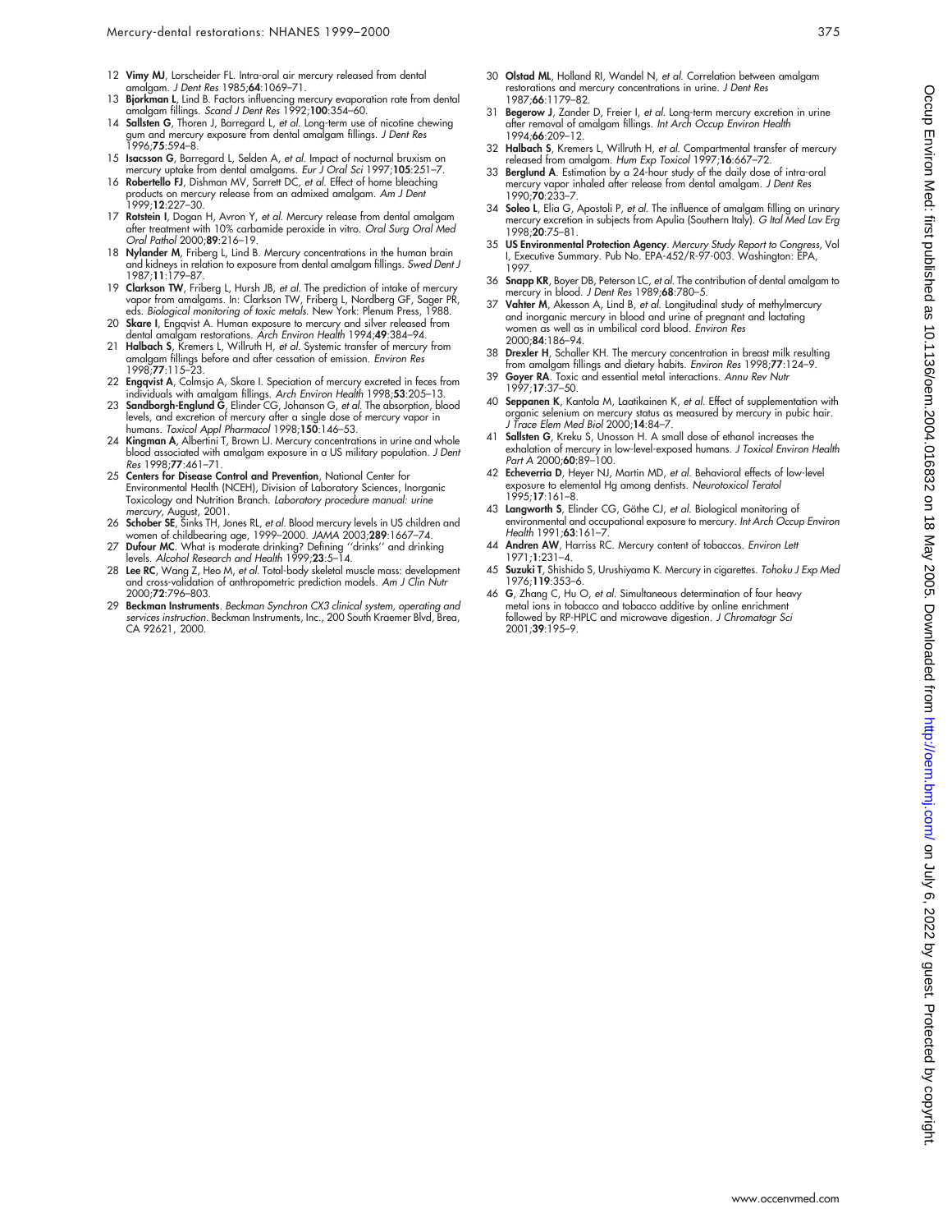12 **Vimy MJ**, Lorscheider FL. Intra-oral air mercury released from dental amalgam. *J Dent Res* 1985;**64**:1069–71.

13 **Bjorkman L**, Lind B. Factors influencing mercury evaporation rate from dental amalgam fillings. *Scand J Dent Res* 1992;**100**:354–60.

14 **Sallsten G**, Thoren J, Barregard L, *et al*. Long-term use of nicotine chewing gum and mercury exposure from dental amalgam fillings. *J Dent Res* 1996;**75**:594–8.

15 **Isacsson G**, Barregard L, Selden A, *et al*. Impact of nocturnal bruxism on mercury uptake from dental amalgams. *Eur J Oral Sci* 1997;**105**:251–7.

16 **Robertello FJ**, Dishman MV, Sarrett DC, *et al*. Effect of home bleaching products on mercury release from an admixed amalgam. *Am J Dent* 1999;**12**:227–30.

17 **Rotstein I**, Dogan H, Avron Y, *et al*. Mercury release from dental amalgam after treatment with 10% carbamide peroxide in vitro. *Oral Surg Oral Med Oral Pathol* 2000;**89**:216–19.

18 **Nylander M**, Friberg L, Lind B. Mercury concentrations in the human brain and kidneys in relation to exposure from dental amalgam fillings. *Swed Dent J* 1987;**11**:179–87.

19 **Clarkson TW**, Friberg L, Hursh JB, *et al*. The prediction of intake of mercury vapor from amalgams. In: Clarkson TW, Friberg L, Nordberg GF, Sager PR, eds. *Biological monitoring of toxic metals*. New York: Plenum Press, 1988.

20 **Skare I**, Engqvist A. Human exposure to mercury and silver released from dental amalgam restorations. *Arch Environ Health* 1994;**49**:384–94.

21 **Halbach S**, Kremers L, Willruth H, *et al*. Systemic transfer of mercury from amalgam fillings before and after cessation of emission. *Environ Res* 1998;**77**:115–23.

22 **Engqvist A**, Colmsjo A, Skare I. Speciation of mercury excreted in feces from individuals with amalgam fillings. *Arch Environ Health* 1998;**53**:205–13.

23 **Sandborgh-Englund G**, Elinder CG, Johanson G, *et al*. The absorption, blood levels, and excretion of mercury after a single dose of mercury vapor in humans. *Toxicol Appl Pharmacol* 1998;**150**:146–53.

24 **Kingman A**, Albertini T, Brown LJ. Mercury concentrations in urine and whole blood associated with amalgam exposure in a US military population. *J Dent Res* 1998;**77**:461–71.

25 **Centers for Disease Control and Prevention**, National Center for Environmental Health (NCEH), Division of Laboratory Sciences, Inorganic Toxicology and Nutrition Branch. *Laboratory procedure manual: urine mercury*, August, 2001.

26 **Schober SE**, Sinks TH, Jones RL, *et al*. Blood mercury levels in US children and women of childbearing age, 1999–2000. *JAMA* 2003;**289**:1667–74.

27 **Dufour MC**. What is moderate drinking? Defining ''drinks'' and drinking levels. *Alcohol Research and Health* 1999;**23**:5–14.

28 **Lee RC**, Wang Z, Heo M, *et al*. Total-body skeletal muscle mass: development and cross-validation of anthropometric prediction models. *Am J Clin Nutr* 2000;**72**:796–803.

29 **Beckman Instruments**. *Beckman Synchron CX3 clinical system, operating and services instruction*. Beckman Instruments, Inc., 200 South Kraemer Blvd, Brea, CA 92621, 2000.

30 **Olstad ML**, Holland RI, Wandel N, *et al*. Correlation between amalgam restorations and mercury concentrations in urine. *J Dent Res* 1987;**66**:1179–82.

31 **Begerow J**, Zander D, Freier I, *et al*. Long-term mercury excretion in urine after removal of amalgam fillings. *Int Arch Occup Environ Health* 1994;**66**:209–12.

32 **Halbach S**, Kremers L, Willruth H, *et al*. Compartmental transfer of mercury released from amalgam. *Hum Exp Toxicol* 1997;**16**:667–72.

33 **Berglund A**. Estimation by a 24-hour study of the daily dose of intra-oral mercury vapor inhaled after release from dental amalgam. *J Dent Res* 1990;**70**:233–7.

34 **Soleo L**, Elia G, Apostoli P, *et al*. The influence of amalgam filling on urinary mercury excretion in subjects from Apulia (Southern Italy). *G Ital Med Lav Erg* 1998;**20**:75–81.

35 **US Environmental Protection Agency**. *Mercury Study Report to Congress*, Vol I, Executive Summary. Pub No. EPA-452/R-97-003. Washington: EPA, 1997.

36 **Snapp KR**, Boyer DB, Peterson LC, *et al*. The contribution of dental amalgam to mercury in blood. *J Dent Res* 1989;**68**:780–5.

37 **Vahter M**, Akesson A, Lind B, *et al*. Longitudinal study of methylmercury and inorganic mercury in blood and urine of pregnant and lactating women as well as in umbilical cord blood. *Environ Res* 2000;**84**:186–94.

38 **Drexler H**, Schaller KH. The mercury concentration in breast milk resulting from amalgam fillings and dietary habits. *Environ Res* 1998;**77**:124–9.

39 **Goyer RA**. Toxic and essential metal interactions. *Annu Rev Nutr* 1997;**17**:37–50.

40 **Seppanen K**, Kantola M, Laatikainen K, *et al*. Effect of supplementation with organic selenium on mercury status as measured by mercury in pubic hair. *J Trace Elem Med Biol* 2000;**14**:84–7.

41 **Sallsten G**, Kreku S, Unosson H. A small dose of ethanol increases the exhalation of mercury in low-level-exposed humans. *J Toxicol Environ Health Part A* 2000;**60**:89–100.

42 **Echeverria D**, Heyer NJ, Martin MD, *et al*. Behavioral effects of low-level exposure to elemental Hg among dentists. *Neurotoxicol Teratol* 1995;**17**:161–8.

43 **Langworth S**, Elinder CG, Göthe CJ, *et al*. Biological monitoring of environmental and occupational exposure to mercury. *Int Arch Occup Environ Health* 1991;**63**:161–7.

44 **Andren AW**, Harriss RC. Mercury content of tobaccos. *Environ Lett* 1971;**1**:231–4.

45 **Suzuki T**, Shishido S, Urushiyama K. Mercury in cigarettes. *Tohoku J Exp Med* 1976;**119**:353–6.

46 **G**, Zhang C, Hu O, *et al*. Simultaneous determination of four heavy metal ions in tobacco and tobacco additive by online enrichment followed by RP-HPLC and microwave digestion. *J Chromatogr Sci* 2001;**39**:195–9.